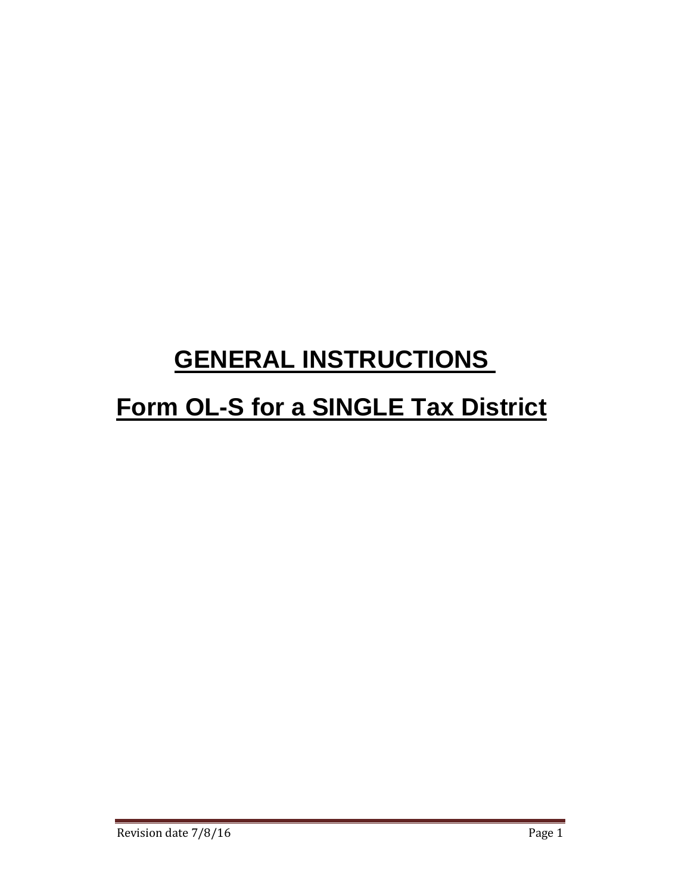# GENERAL INSTRUCTIONS

# Form OL-S for a SINGLE Tax District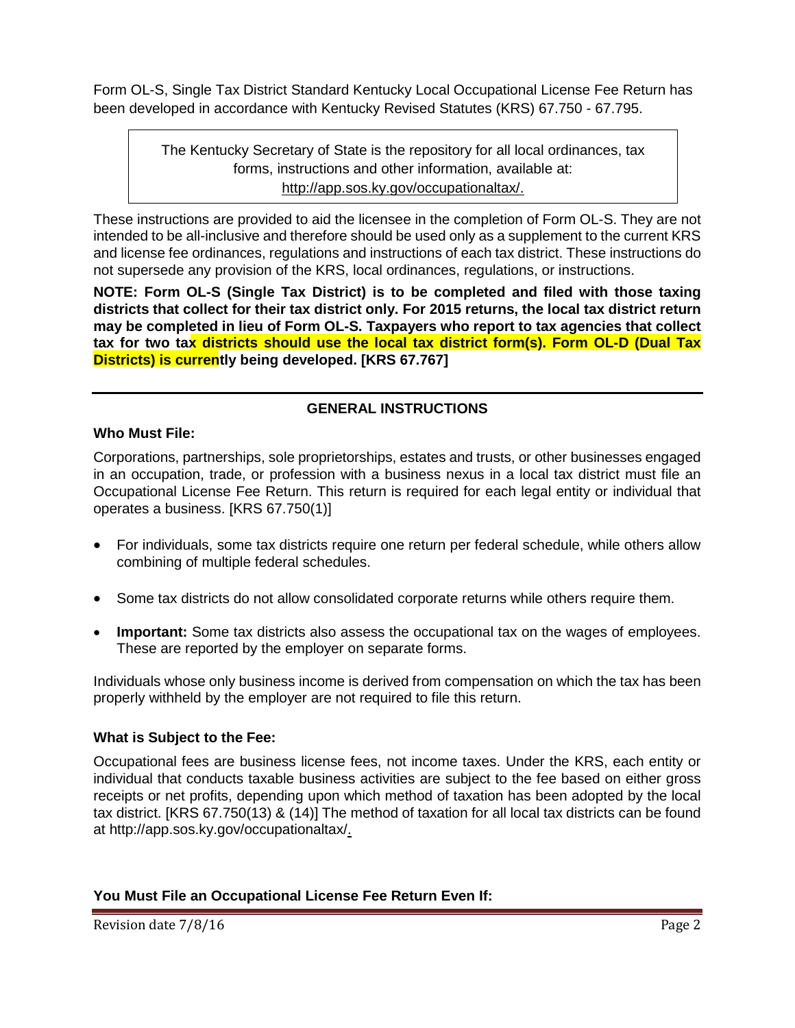Form OL-S, Single Tax District Standard Kentucky Local Occupational License Fee Return has been developed in accordance with Kentucky Revised Statutes (KRS) 67.750 - 67.795.

> The Kentucky Secretary of State is the repository for all local ordinances, tax forms, instructions and other information, available at: http://app.sos.ky.gov/occupationaltax/.

These instructions are provided to aid the licensee in the completion of Form OL-S. They are not intended to be all-inclusive and therefore should be used only as a supplement to the current KRS and license fee ordinances, regulations and instructions of each tax district. These instructions do not supersede any provision of the KRS, local ordinances, regulations, or instructions.

**NOTE: Form OL-S (Single Tax District) is to be completed and filed with those taxing districts that collect for their tax district only. For 2015 returns, the local tax district return may be completed in lieu of Form OL-S. Taxpayers who report to tax agencies that collect tax for two tax districts should use the local tax district form(s). Form OL-D (Dual Tax Districts) is currently being developed. [KRS 67.767]**

## GENERAL INSTRUCTIONS

### Who Must File:

Corporations, partnerships, sole proprietorships, estates and trusts, or other businesses engaged in an occupation, trade, or profession with a business nexus in a local tax district must file an Occupational License Fee Return. This return is required for each legal entity or individual that operates a business. [KRS 67.750(1)]

- For individuals, some tax districts require one return per federal schedule, while others allow combining of multiple federal schedules.
- Some tax districts do not allow consolidated corporate returns while others require them.
- **Important:** Some tax districts also assess the occupational tax on the wages of employees. These are reported by the employer on separate forms.

Individuals whose only business income is derived from compensation on which the tax has been properly withheld by the employer are not required to file this return.

### What is Subject to the Fee:

Occupational fees are business license fees, not income taxes. Under the KRS, each entity or individual that conducts taxable business activities are subject to the fee based on either gross receipts or net profits, depending upon which method of taxation has been adopted by the local tax district. [KRS 67.750(13) & (14)] The method of taxation for all local tax districts can be found at http://app.sos.ky.gov/occupationaltax/.

### You Must File an Occupational License Fee Return Even If: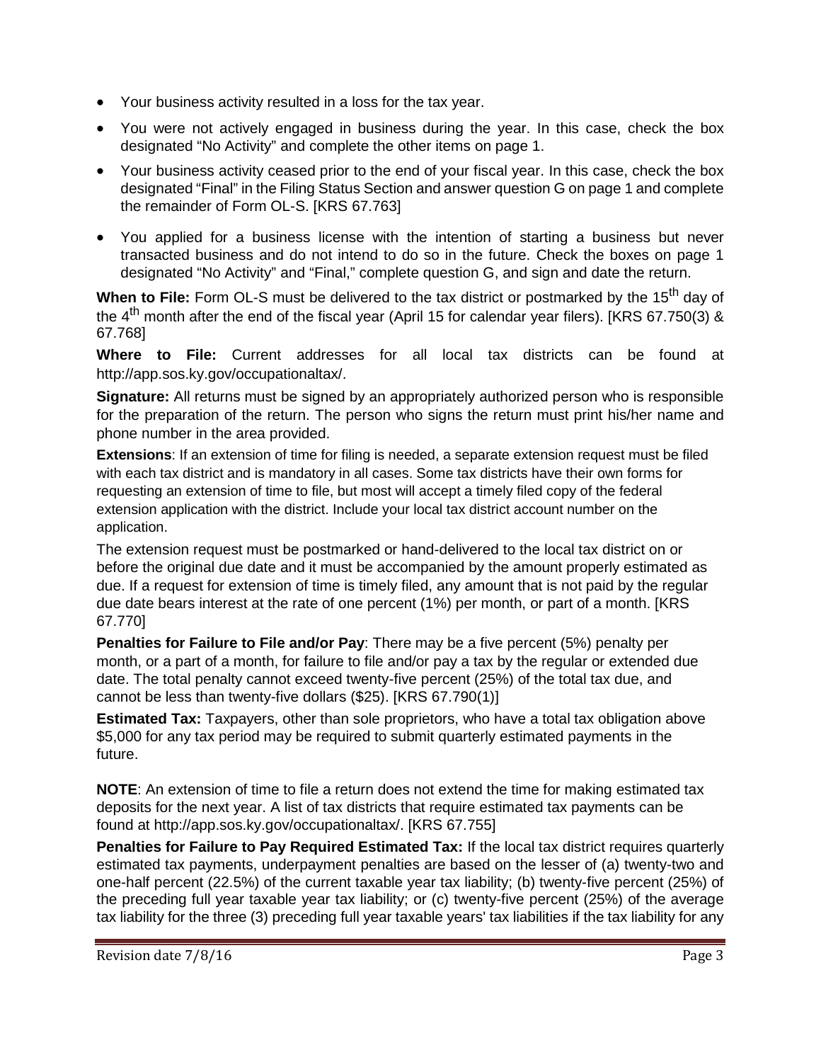- Your business activity resulted in a loss for the tax year.
- You were not actively engaged in business during the year. In this case, check the box designated "No Activity" and complete the other items on page 1.
- Your business activity ceased prior to the end of your fiscal year. In this case, check the box designated "Final" in the Filing Status Section and answer question G on page 1 and complete the remainder of Form OL-S. [KRS 67.763]
- You applied for a business license with the intention of starting a business but never transacted business and do not intend to do so in the future. Check the boxes on page 1 designated "No Activity" and "Final," complete question G, and sign and date the return.

**When to File:** Form OL-S must be delivered to the tax district or postmarked by the 15th day of the 4th month after the end of the fiscal year (April 15 for calendar year filers). [KRS 67.750(3) & 67.768]

**Where to File:** Current addresses for all local tax districts can be found at http://app.sos.ky.gov/occupationaltax/.

**Signature:** All returns must be signed by an appropriately authorized person who is responsible for the preparation of the return. The person who signs the return must print his/her name and phone number in the area provided.

**Extensions**: If an extension of time for filing is needed, a separate extension request must be filed with each tax district and is mandatory in all cases. Some tax districts have their own forms for requesting an extension of time to file, but most will accept a timely filed copy of the federal extension application with the district. Include your local tax district account number on the application.

The extension request must be postmarked or hand-delivered to the local tax district on or before the original due date and it must be accompanied by the amount properly estimated as due. If a request for extension of time is timely filed, any amount that is not paid by the regular due date bears interest at the rate of one percent (1%) per month, or part of a month. [KRS 67.770]

**Penalties for Failure to File and/or Pay**: There may be a five percent (5%) penalty per month, or a part of a month, for failure to file and/or pay a tax by the regular or extended due date. The total penalty cannot exceed twenty-five percent (25%) of the total tax due, and cannot be less than twenty-five dollars ($25). [KRS 67.790(1)]

**Estimated Tax:** Taxpayers, other than sole proprietors, who have a total tax obligation above $5,000 for any tax period may be required to submit quarterly estimated payments in the future.

**NOTE**: An extension of time to file a return does not extend the time for making estimated tax deposits for the next year. A list of tax districts that require estimated tax payments can be found at http://app.sos.ky.gov/occupationaltax/. [KRS 67.755]

**Penalties for Failure to Pay Required Estimated Tax:** If the local tax district requires quarterly estimated tax payments, underpayment penalties are based on the lesser of (a) twenty-two and one-half percent (22.5%) of the current taxable year tax liability; (b) twenty-five percent (25%) of the preceding full year taxable year tax liability; or (c) twenty-five percent (25%) of the average tax liability for the three (3) preceding full year taxable years' tax liabilities if the tax liability for any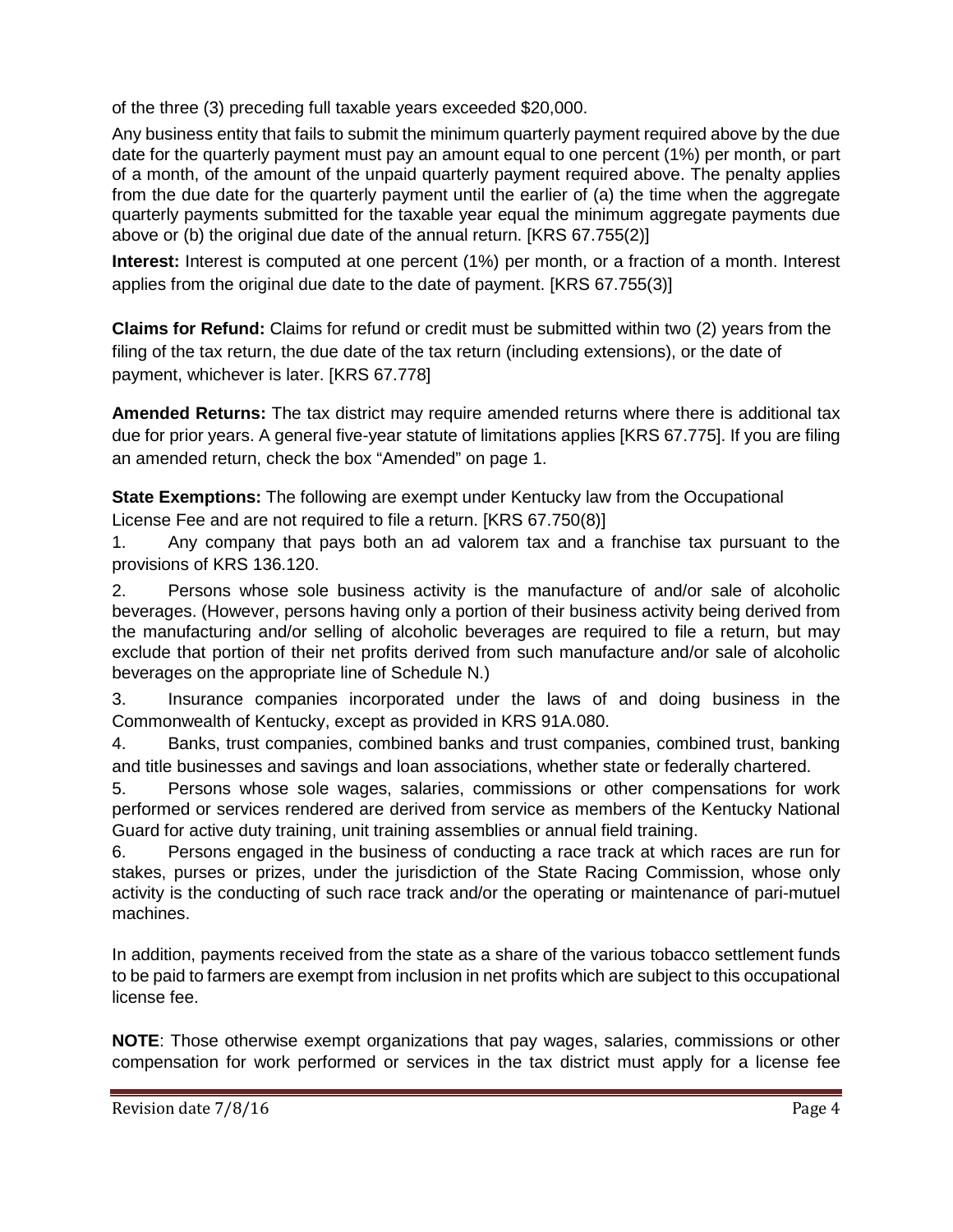of the three (3) preceding full taxable years exceeded $20,000.

Any business entity that fails to submit the minimum quarterly payment required above by the due date for the quarterly payment must pay an amount equal to one percent (1%) per month, or part of a month, of the amount of the unpaid quarterly payment required above. The penalty applies from the due date for the quarterly payment until the earlier of (a) the time when the aggregate quarterly payments submitted for the taxable year equal the minimum aggregate payments due above or (b) the original due date of the annual return. [KRS 67.755(2)]

**Interest:** Interest is computed at one percent (1%) per month, or a fraction of a month. Interest applies from the original due date to the date of payment. [KRS 67.755(3)]

**Claims for Refund:** Claims for refund or credit must be submitted within two (2) years from the filing of the tax return, the due date of the tax return (including extensions), or the date of payment, whichever is later. [KRS 67.778]

**Amended Returns:** The tax district may require amended returns where there is additional tax due for prior years. A general five-year statute of limitations applies [KRS 67.775]. If you are filing an amended return, check the box "Amended" on page 1.

**State Exemptions:** The following are exempt under Kentucky law from the Occupational License Fee and are not required to file a return. [KRS 67.750(8)]

1. Any company that pays both an ad valorem tax and a franchise tax pursuant to the provisions of KRS 136.120.
2. Persons whose sole business activity is the manufacture of and/or sale of alcoholic beverages. (However, persons having only a portion of their business activity being derived from the manufacturing and/or selling of alcoholic beverages are required to file a return, but may exclude that portion of their net profits derived from such manufacture and/or sale of alcoholic beverages on the appropriate line of Schedule N.)
3. Insurance companies incorporated under the laws of and doing business in the Commonwealth of Kentucky, except as provided in KRS 91A.080.
4. Banks, trust companies, combined banks and trust companies, combined trust, banking and title businesses and savings and loan associations, whether state or federally chartered.
5. Persons whose sole wages, salaries, commissions or other compensations for work performed or services rendered are derived from service as members of the Kentucky National Guard for active duty training, unit training assemblies or annual field training.
6. Persons engaged in the business of conducting a race track at which races are run for stakes, purses or prizes, under the jurisdiction of the State Racing Commission, whose only activity is the conducting of such race track and/or the operating or maintenance of pari-mutuel machines.

In addition, payments received from the state as a share of the various tobacco settlement funds to be paid to farmers are exempt from inclusion in net profits which are subject to this occupational license fee.

**NOTE**: Those otherwise exempt organizations that pay wages, salaries, commissions or other compensation for work performed or services in the tax district must apply for a license fee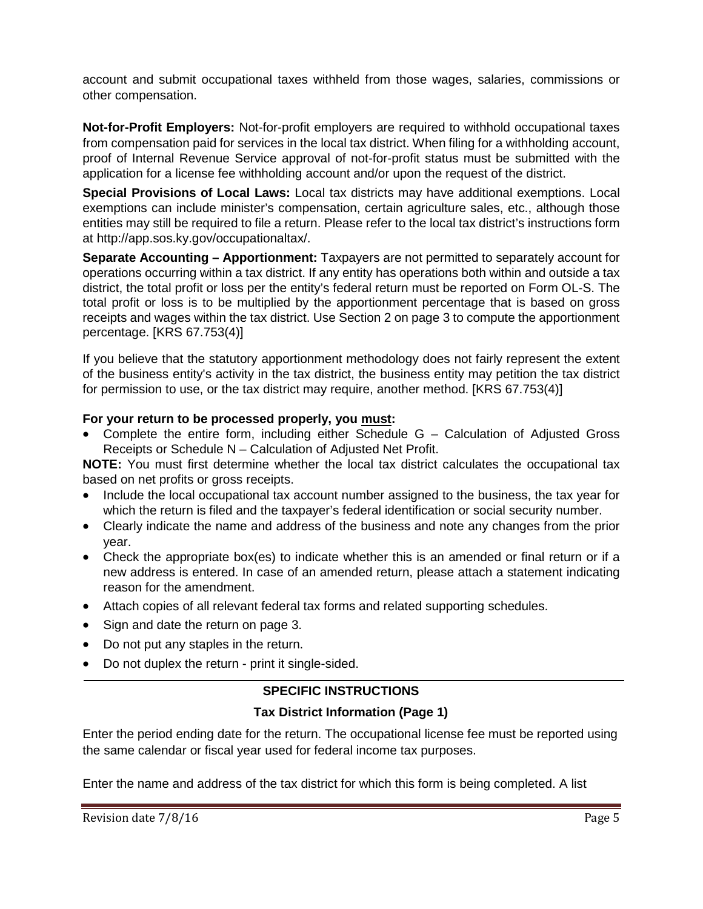account and submit occupational taxes withheld from those wages, salaries, commissions or other compensation.

**Not-for-Profit Employers:** Not-for-profit employers are required to withhold occupational taxes from compensation paid for services in the local tax district. When filing for a withholding account, proof of Internal Revenue Service approval of not-for-profit status must be submitted with the application for a license fee withholding account and/or upon the request of the district.

**Special Provisions of Local Laws:** Local tax districts may have additional exemptions. Local exemptions can include minister's compensation, certain agriculture sales, etc., although those entities may still be required to file a return. Please refer to the local tax district's instructions form at http://app.sos.ky.gov/occupationaltax/.

**Separate Accounting – Apportionment:** Taxpayers are not permitted to separately account for operations occurring within a tax district. If any entity has operations both within and outside a tax district, the total profit or loss per the entity's federal return must be reported on Form OL-S. The total profit or loss is to be multiplied by the apportionment percentage that is based on gross receipts and wages within the tax district. Use Section 2 on page 3 to compute the apportionment percentage. [KRS 67.753(4)]

If you believe that the statutory apportionment methodology does not fairly represent the extent of the business entity's activity in the tax district, the business entity may petition the tax district for permission to use, or the tax district may require, another method. [KRS 67.753(4)]

**For your return to be processed properly, you must:**

- Complete the entire form, including either Schedule G – Calculation of Adjusted Gross Receipts or Schedule N – Calculation of Adjusted Net Profit.

**NOTE:** You must first determine whether the local tax district calculates the occupational tax based on net profits or gross receipts.

- Include the local occupational tax account number assigned to the business, the tax year for which the return is filed and the taxpayer's federal identification or social security number.
- Clearly indicate the name and address of the business and note any changes from the prior year.
- Check the appropriate box(es) to indicate whether this is an amended or final return or if a new address is entered. In case of an amended return, please attach a statement indicating reason for the amendment.
- Attach copies of all relevant federal tax forms and related supporting schedules.
- Sign and date the return on page 3.
- Do not put any staples in the return.
- Do not duplex the return - print it single-sided.

## SPECIFIC INSTRUCTIONS

### Tax District Information (Page 1)

Enter the period ending date for the return. The occupational license fee must be reported using the same calendar or fiscal year used for federal income tax purposes.

Enter the name and address of the tax district for which this form is being completed. A list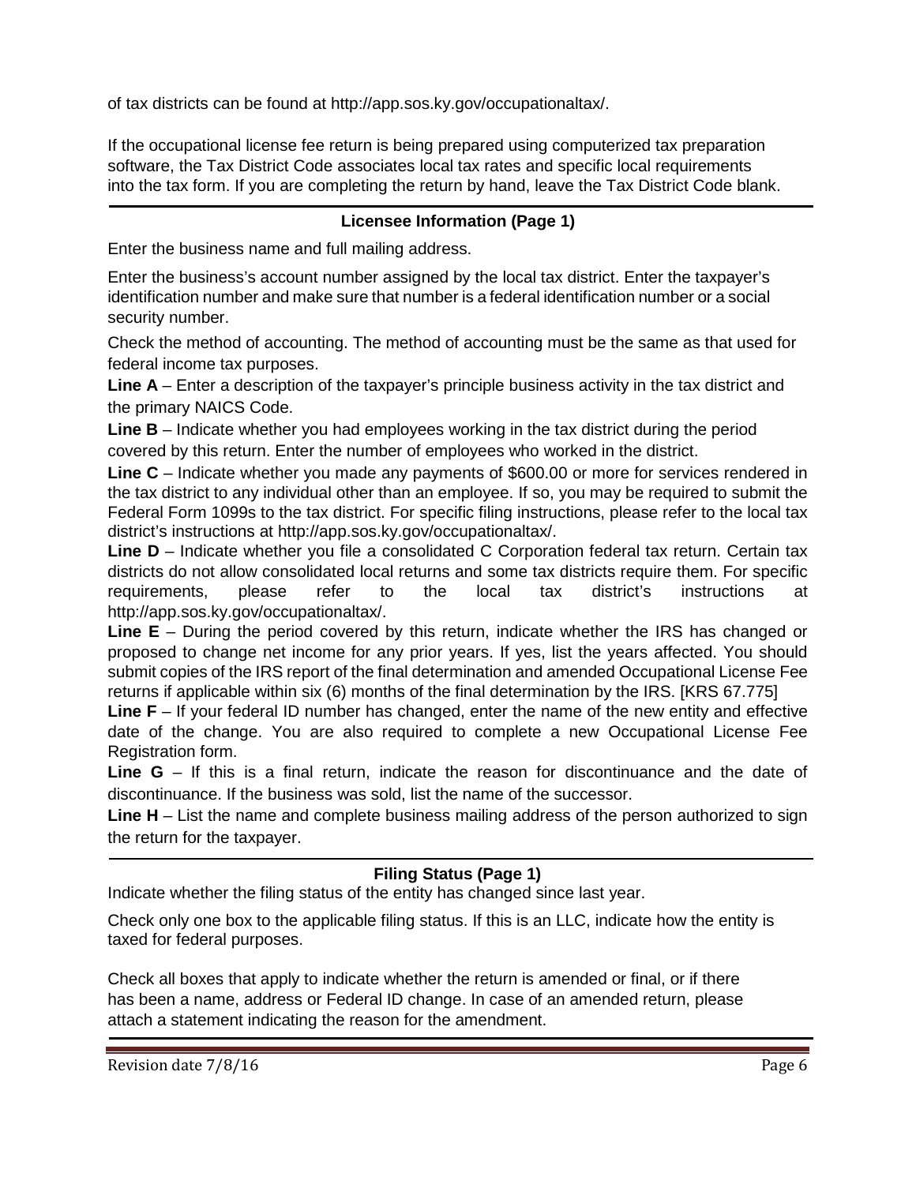of tax districts can be found at http://app.sos.ky.gov/occupationaltax/.

If the occupational license fee return is being prepared using computerized tax preparation software, the Tax District Code associates local tax rates and specific local requirements into the tax form. If you are completing the return by hand, leave the Tax District Code blank.

## Licensee Information (Page 1)

Enter the business name and full mailing address.

Enter the business's account number assigned by the local tax district. Enter the taxpayer's identification number and make sure that number is a federal identification number or a social security number.

Check the method of accounting. The method of accounting must be the same as that used for federal income tax purposes.

**Line A** – Enter a description of the taxpayer's principle business activity in the tax district and the primary NAICS Code.

**Line B** – Indicate whether you had employees working in the tax district during the period covered by this return. Enter the number of employees who worked in the district.

**Line C** – Indicate whether you made any payments of $600.00 or more for services rendered in the tax district to any individual other than an employee. If so, you may be required to submit the Federal Form 1099s to the tax district. For specific filing instructions, please refer to the local tax district's instructions at http://app.sos.ky.gov/occupationaltax/.

**Line D** – Indicate whether you file a consolidated C Corporation federal tax return. Certain tax districts do not allow consolidated local returns and some tax districts require them. For specific requirements, please refer to the local tax district's instructions at http://app.sos.ky.gov/occupationaltax/.

**Line E** – During the period covered by this return, indicate whether the IRS has changed or proposed to change net income for any prior years. If yes, list the years affected. You should submit copies of the IRS report of the final determination and amended Occupational License Fee returns if applicable within six (6) months of the final determination by the IRS. [KRS 67.775]

**Line F** – If your federal ID number has changed, enter the name of the new entity and effective date of the change. You are also required to complete a new Occupational License Fee Registration form.

**Line G** – If this is a final return, indicate the reason for discontinuance and the date of discontinuance. If the business was sold, list the name of the successor.

**Line H** – List the name and complete business mailing address of the person authorized to sign the return for the taxpayer.

## Filing Status (Page 1)

Indicate whether the filing status of the entity has changed since last year.

Check only one box to the applicable filing status. If this is an LLC, indicate how the entity is taxed for federal purposes.

Check all boxes that apply to indicate whether the return is amended or final, or if there has been a name, address or Federal ID change. In case of an amended return, please attach a statement indicating the reason for the amendment.

Revision date 7/8/16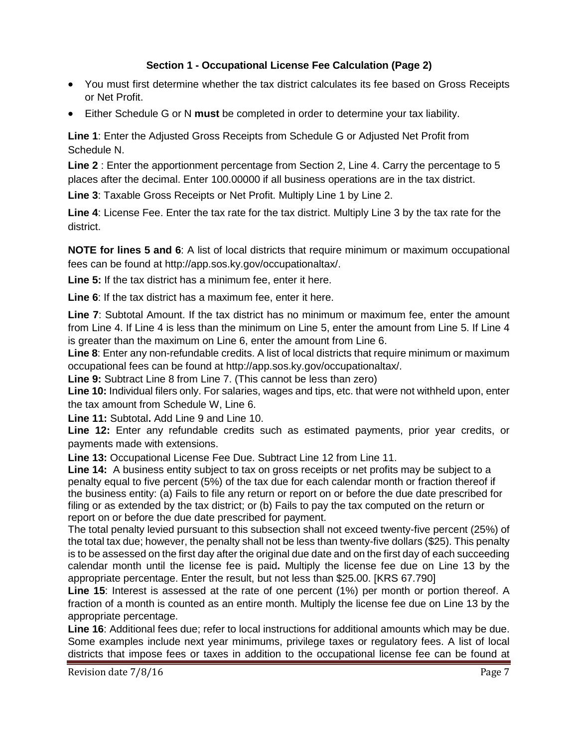### Section 1 - Occupational License Fee Calculation (Page 2)

- You must first determine whether the tax district calculates its fee based on Gross Receipts or Net Profit.
- Either Schedule G or N **must** be completed in order to determine your tax liability.

**Line 1**: Enter the Adjusted Gross Receipts from Schedule G or Adjusted Net Profit from Schedule N.

**Line 2** : Enter the apportionment percentage from Section 2, Line 4. Carry the percentage to 5 places after the decimal. Enter 100.00000 if all business operations are in the tax district.

**Line 3**: Taxable Gross Receipts or Net Profit. Multiply Line 1 by Line 2.

**Line 4**: License Fee. Enter the tax rate for the tax district. Multiply Line 3 by the tax rate for the district.

**NOTE for lines 5 and 6**: A list of local districts that require minimum or maximum occupational fees can be found at http://app.sos.ky.gov/occupationaltax/.

**Line 5:** If the tax district has a minimum fee, enter it here.

**Line 6**: If the tax district has a maximum fee, enter it here.

**Line 7**: Subtotal Amount. If the tax district has no minimum or maximum fee, enter the amount from Line 4. If Line 4 is less than the minimum on Line 5, enter the amount from Line 5. If Line 4 is greater than the maximum on Line 6, enter the amount from Line 6.

**Line 8**: Enter any non-refundable credits. A list of local districts that require minimum or maximum occupational fees can be found at http://app.sos.ky.gov/occupationaltax/.

**Line 9:** Subtract Line 8 from Line 7. (This cannot be less than zero)

**Line 10:** Individual filers only. For salaries, wages and tips, etc. that were not withheld upon, enter the tax amount from Schedule W, Line 6.

**Line 11:** Subtotal**.** Add Line 9 and Line 10.

**Line 12:** Enter any refundable credits such as estimated payments, prior year credits, or payments made with extensions.

**Line 13:** Occupational License Fee Due. Subtract Line 12 from Line 11.

**Line 14:** A business entity subject to tax on gross receipts or net profits may be subject to a penalty equal to five percent (5%) of the tax due for each calendar month or fraction thereof if the business entity: (a) Fails to file any return or report on or before the due date prescribed for filing or as extended by the tax district; or (b) Fails to pay the tax computed on the return or report on or before the due date prescribed for payment.

The total penalty levied pursuant to this subsection shall not exceed twenty-five percent (25%) of the total tax due; however, the penalty shall not be less than twenty-five dollars ($25). This penalty is to be assessed on the first day after the original due date and on the first day of each succeeding calendar month until the license fee is paid**.** Multiply the license fee due on Line 13 by the appropriate percentage. Enter the result, but not less than $25.00. [KRS 67.790]

**Line 15**: Interest is assessed at the rate of one percent (1%) per month or portion thereof. A fraction of a month is counted as an entire month. Multiply the license fee due on Line 13 by the appropriate percentage.

**Line 16**: Additional fees due; refer to local instructions for additional amounts which may be due. Some examples include next year minimums, privilege taxes or regulatory fees. A list of local districts that impose fees or taxes in addition to the occupational license fee can be found at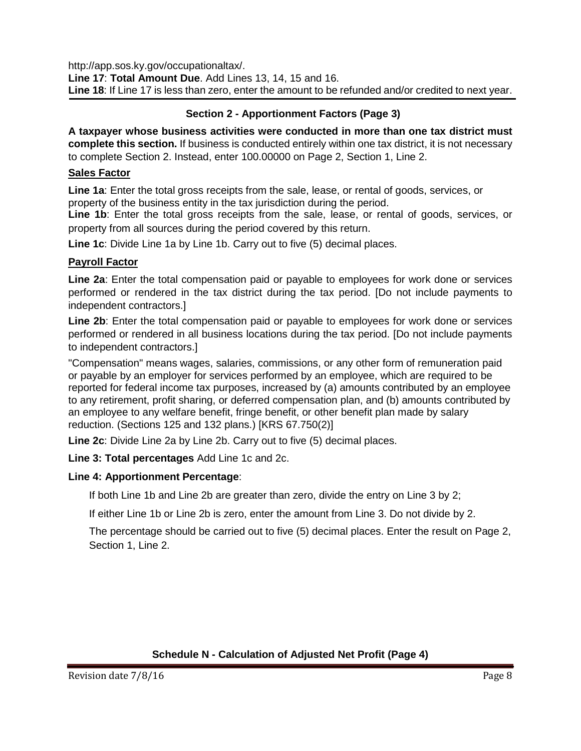http://app.sos.ky.gov/occupationaltax/.

**Line 17**: **Total Amount Due**. Add Lines 13, 14, 15 and 16.

**Line 18**: If Line 17 is less than zero, enter the amount to be refunded and/or credited to next year.

## Section 2 - Apportionment Factors (Page 3)

**A taxpayer whose business activities were conducted in more than one tax district must complete this section.** If business is conducted entirely within one tax district, it is not necessary to complete Section 2. Instead, enter 100.00000 on Page 2, Section 1, Line 2.

### Sales Factor

**Line 1a**: Enter the total gross receipts from the sale, lease, or rental of goods, services, or property of the business entity in the tax jurisdiction during the period.

**Line 1b**: Enter the total gross receipts from the sale, lease, or rental of goods, services, or property from all sources during the period covered by this return.

**Line 1c**: Divide Line 1a by Line 1b. Carry out to five (5) decimal places.

### Payroll Factor

**Line 2a**: Enter the total compensation paid or payable to employees for work done or services performed or rendered in the tax district during the tax period. [Do not include payments to independent contractors.]

**Line 2b**: Enter the total compensation paid or payable to employees for work done or services performed or rendered in all business locations during the tax period. [Do not include payments to independent contractors.]

"Compensation" means wages, salaries, commissions, or any other form of remuneration paid or payable by an employer for services performed by an employee, which are required to be reported for federal income tax purposes, increased by (a) amounts contributed by an employee to any retirement, profit sharing, or deferred compensation plan, and (b) amounts contributed by an employee to any welfare benefit, fringe benefit, or other benefit plan made by salary reduction. (Sections 125 and 132 plans.) [KRS 67.750(2)]

**Line 2c**: Divide Line 2a by Line 2b. Carry out to five (5) decimal places.

**Line 3: Total percentages** Add Line 1c and 2c.

**Line 4: Apportionment Percentage**:

If both Line 1b and Line 2b are greater than zero, divide the entry on Line 3 by 2;

If either Line 1b or Line 2b is zero, enter the amount from Line 3. Do not divide by 2.

The percentage should be carried out to five (5) decimal places. Enter the result on Page 2, Section 1, Line 2.

## Schedule N - Calculation of Adjusted Net Profit (Page 4)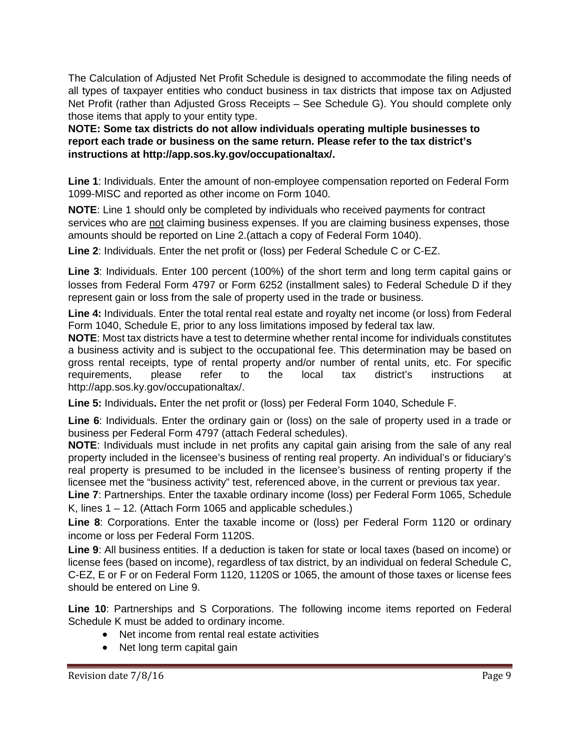The Calculation of Adjusted Net Profit Schedule is designed to accommodate the filing needs of all types of taxpayer entities who conduct business in tax districts that impose tax on Adjusted Net Profit (rather than Adjusted Gross Receipts – See Schedule G). You should complete only those items that apply to your entity type.

**NOTE: Some tax districts do not allow individuals operating multiple businesses to report each trade or business on the same return. Please refer to the tax district's instructions at http://app.sos.ky.gov/occupationaltax/.**

**Line 1**: Individuals. Enter the amount of non-employee compensation reported on Federal Form 1099-MISC and reported as other income on Form 1040.

**NOTE**: Line 1 should only be completed by individuals who received payments for contract services who are not claiming business expenses. If you are claiming business expenses, those amounts should be reported on Line 2.(attach a copy of Federal Form 1040).

**Line 2**: Individuals. Enter the net profit or (loss) per Federal Schedule C or C-EZ.

**Line 3**: Individuals. Enter 100 percent (100%) of the short term and long term capital gains or losses from Federal Form 4797 or Form 6252 (installment sales) to Federal Schedule D if they represent gain or loss from the sale of property used in the trade or business.

**Line 4:** Individuals. Enter the total rental real estate and royalty net income (or loss) from Federal Form 1040, Schedule E, prior to any loss limitations imposed by federal tax law.

**NOTE**: Most tax districts have a test to determine whether rental income for individuals constitutes a business activity and is subject to the occupational fee. This determination may be based on gross rental receipts, type of rental property and/or number of rental units, etc. For specific requirements, please refer to the local tax district's instructions at http://app.sos.ky.gov/occupationaltax/.

**Line 5:** Individuals**.** Enter the net profit or (loss) per Federal Form 1040, Schedule F.

**Line 6**: Individuals. Enter the ordinary gain or (loss) on the sale of property used in a trade or business per Federal Form 4797 (attach Federal schedules).

**NOTE**: Individuals must include in net profits any capital gain arising from the sale of any real property included in the licensee's business of renting real property. An individual's or fiduciary's real property is presumed to be included in the licensee's business of renting property if the licensee met the "business activity" test, referenced above, in the current or previous tax year.

**Line 7**: Partnerships. Enter the taxable ordinary income (loss) per Federal Form 1065, Schedule K, lines 1 – 12. (Attach Form 1065 and applicable schedules.)

**Line 8**: Corporations. Enter the taxable income or (loss) per Federal Form 1120 or ordinary income or loss per Federal Form 1120S.

**Line 9**: All business entities. If a deduction is taken for state or local taxes (based on income) or license fees (based on income), regardless of tax district, by an individual on federal Schedule C, C-EZ, E or F or on Federal Form 1120, 1120S or 1065, the amount of those taxes or license fees should be entered on Line 9.

**Line 10**: Partnerships and S Corporations. The following income items reported on Federal Schedule K must be added to ordinary income.

- Net income from rental real estate activities
- Net long term capital gain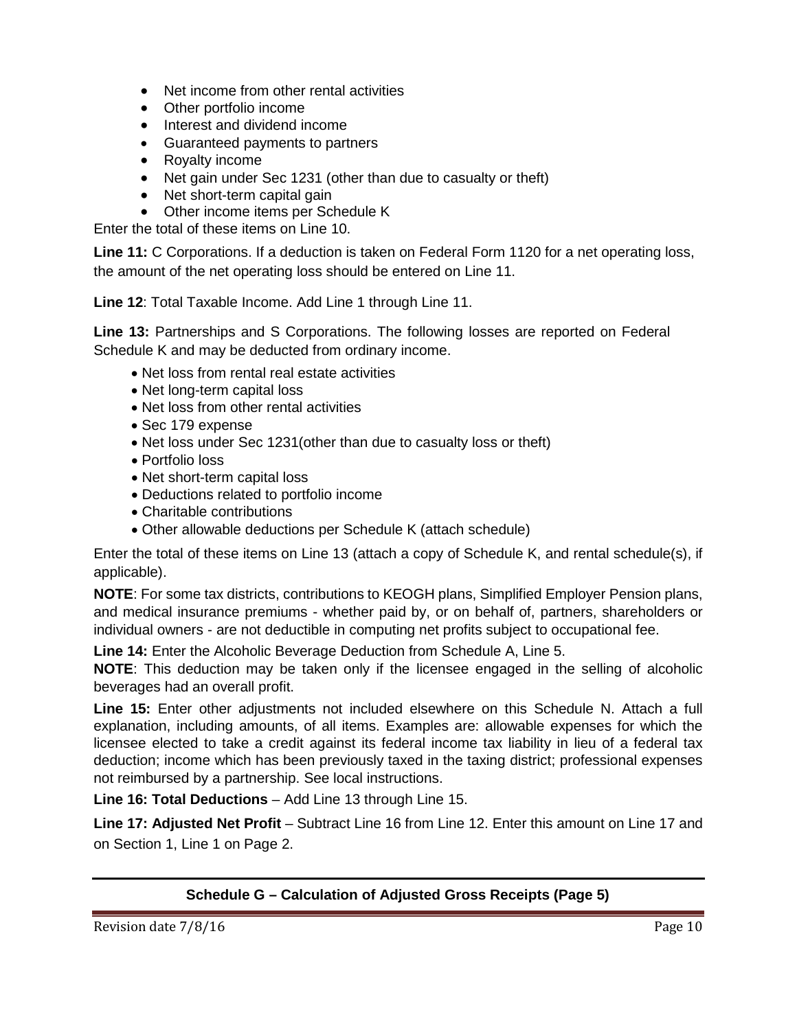- Net income from other rental activities
- Other portfolio income
- Interest and dividend income
- Guaranteed payments to partners
- Royalty income
- Net gain under Sec 1231 (other than due to casualty or theft)
- Net short-term capital gain
- Other income items per Schedule K

Enter the total of these items on Line 10.

**Line 11:** C Corporations. If a deduction is taken on Federal Form 1120 for a net operating loss, the amount of the net operating loss should be entered on Line 11.

**Line 12**: Total Taxable Income. Add Line 1 through Line 11.

**Line 13:** Partnerships and S Corporations. The following losses are reported on Federal Schedule K and may be deducted from ordinary income.

- Net loss from rental real estate activities
- Net long-term capital loss
- Net loss from other rental activities
- Sec 179 expense
- Net loss under Sec 1231(other than due to casualty loss or theft)
- Portfolio loss
- Net short-term capital loss
- Deductions related to portfolio income
- Charitable contributions
- Other allowable deductions per Schedule K (attach schedule)

Enter the total of these items on Line 13 (attach a copy of Schedule K, and rental schedule(s), if applicable).

**NOTE**: For some tax districts, contributions to KEOGH plans, Simplified Employer Pension plans, and medical insurance premiums - whether paid by, or on behalf of, partners, shareholders or individual owners - are not deductible in computing net profits subject to occupational fee.

**Line 14:** Enter the Alcoholic Beverage Deduction from Schedule A, Line 5.

**NOTE**: This deduction may be taken only if the licensee engaged in the selling of alcoholic beverages had an overall profit.

**Line 15:** Enter other adjustments not included elsewhere on this Schedule N. Attach a full explanation, including amounts, of all items. Examples are: allowable expenses for which the licensee elected to take a credit against its federal income tax liability in lieu of a federal tax deduction; income which has been previously taxed in the taxing district; professional expenses not reimbursed by a partnership. See local instructions.

**Line 16: Total Deductions** – Add Line 13 through Line 15.

**Line 17: Adjusted Net Profit** – Subtract Line 16 from Line 12. Enter this amount on Line 17 and on Section 1, Line 1 on Page 2.

## Schedule G – Calculation of Adjusted Gross Receipts (Page 5)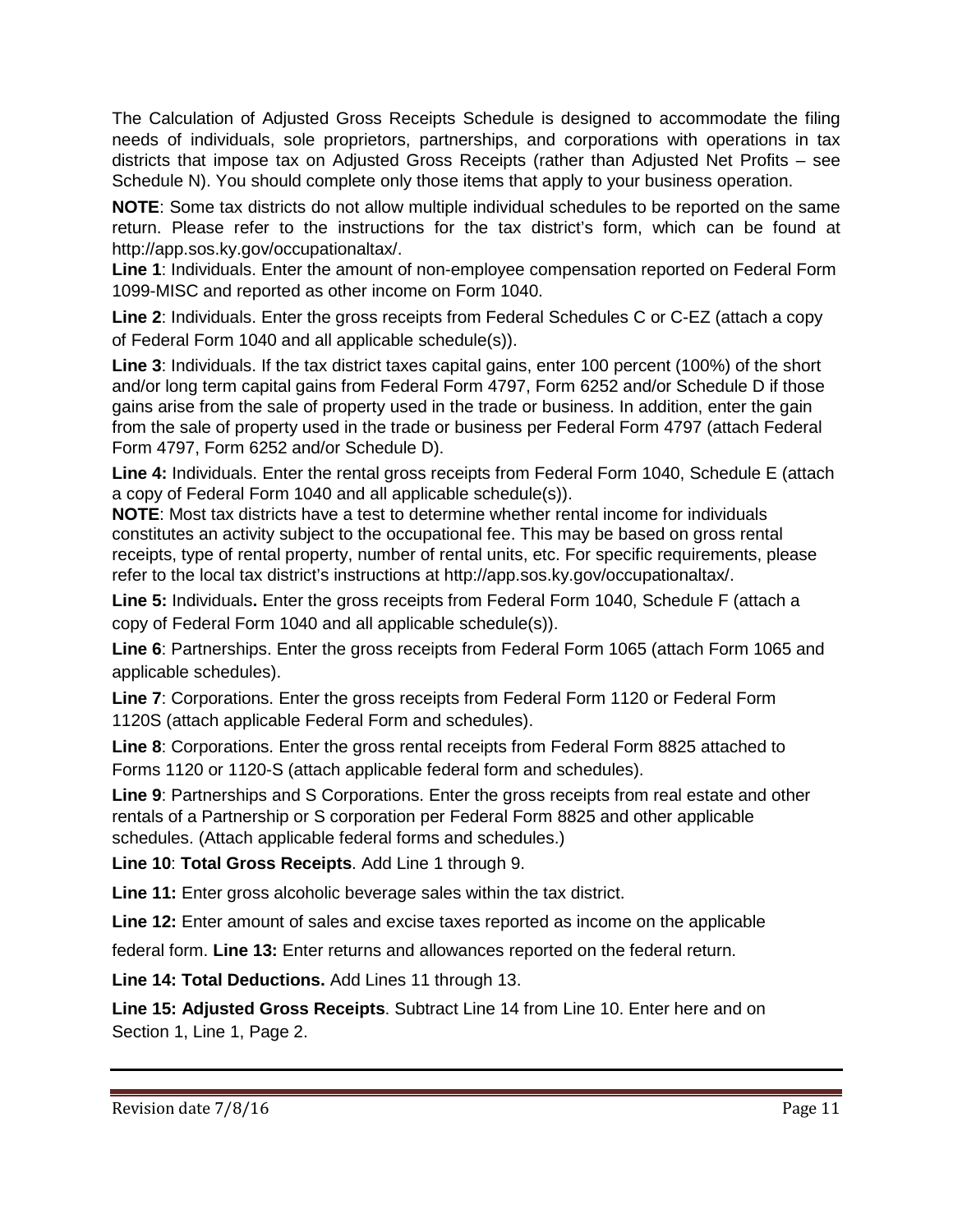The Calculation of Adjusted Gross Receipts Schedule is designed to accommodate the filing needs of individuals, sole proprietors, partnerships, and corporations with operations in tax districts that impose tax on Adjusted Gross Receipts (rather than Adjusted Net Profits – see Schedule N). You should complete only those items that apply to your business operation.

**NOTE**: Some tax districts do not allow multiple individual schedules to be reported on the same return. Please refer to the instructions for the tax district's form, which can be found at http://app.sos.ky.gov/occupationaltax/.

**Line 1**: Individuals. Enter the amount of non-employee compensation reported on Federal Form 1099-MISC and reported as other income on Form 1040.

**Line 2**: Individuals. Enter the gross receipts from Federal Schedules C or C-EZ (attach a copy of Federal Form 1040 and all applicable schedule(s)).

**Line 3**: Individuals. If the tax district taxes capital gains, enter 100 percent (100%) of the short and/or long term capital gains from Federal Form 4797, Form 6252 and/or Schedule D if those gains arise from the sale of property used in the trade or business. In addition, enter the gain from the sale of property used in the trade or business per Federal Form 4797 (attach Federal Form 4797, Form 6252 and/or Schedule D).

**Line 4:** Individuals. Enter the rental gross receipts from Federal Form 1040, Schedule E (attach a copy of Federal Form 1040 and all applicable schedule(s)).

**NOTE**: Most tax districts have a test to determine whether rental income for individuals constitutes an activity subject to the occupational fee. This may be based on gross rental receipts, type of rental property, number of rental units, etc. For specific requirements, please refer to the local tax district's instructions at http://app.sos.ky.gov/occupationaltax/.

**Line 5:** Individuals**.** Enter the gross receipts from Federal Form 1040, Schedule F (attach a copy of Federal Form 1040 and all applicable schedule(s)).

**Line 6**: Partnerships. Enter the gross receipts from Federal Form 1065 (attach Form 1065 and applicable schedules).

**Line 7**: Corporations. Enter the gross receipts from Federal Form 1120 or Federal Form 1120S (attach applicable Federal Form and schedules).

**Line 8**: Corporations. Enter the gross rental receipts from Federal Form 8825 attached to Forms 1120 or 1120-S (attach applicable federal form and schedules).

**Line 9**: Partnerships and S Corporations. Enter the gross receipts from real estate and other rentals of a Partnership or S corporation per Federal Form 8825 and other applicable schedules. (Attach applicable federal forms and schedules.)

**Line 10**: **Total Gross Receipts**. Add Line 1 through 9.

**Line 11:** Enter gross alcoholic beverage sales within the tax district.

**Line 12:** Enter amount of sales and excise taxes reported as income on the applicable federal form.

**Line 13:** Enter returns and allowances reported on the federal return.

**Line 14: Total Deductions.** Add Lines 11 through 13.

**Line 15: Adjusted Gross Receipts**. Subtract Line 14 from Line 10. Enter here and on Section 1, Line 1, Page 2.

Revision date 7/8/16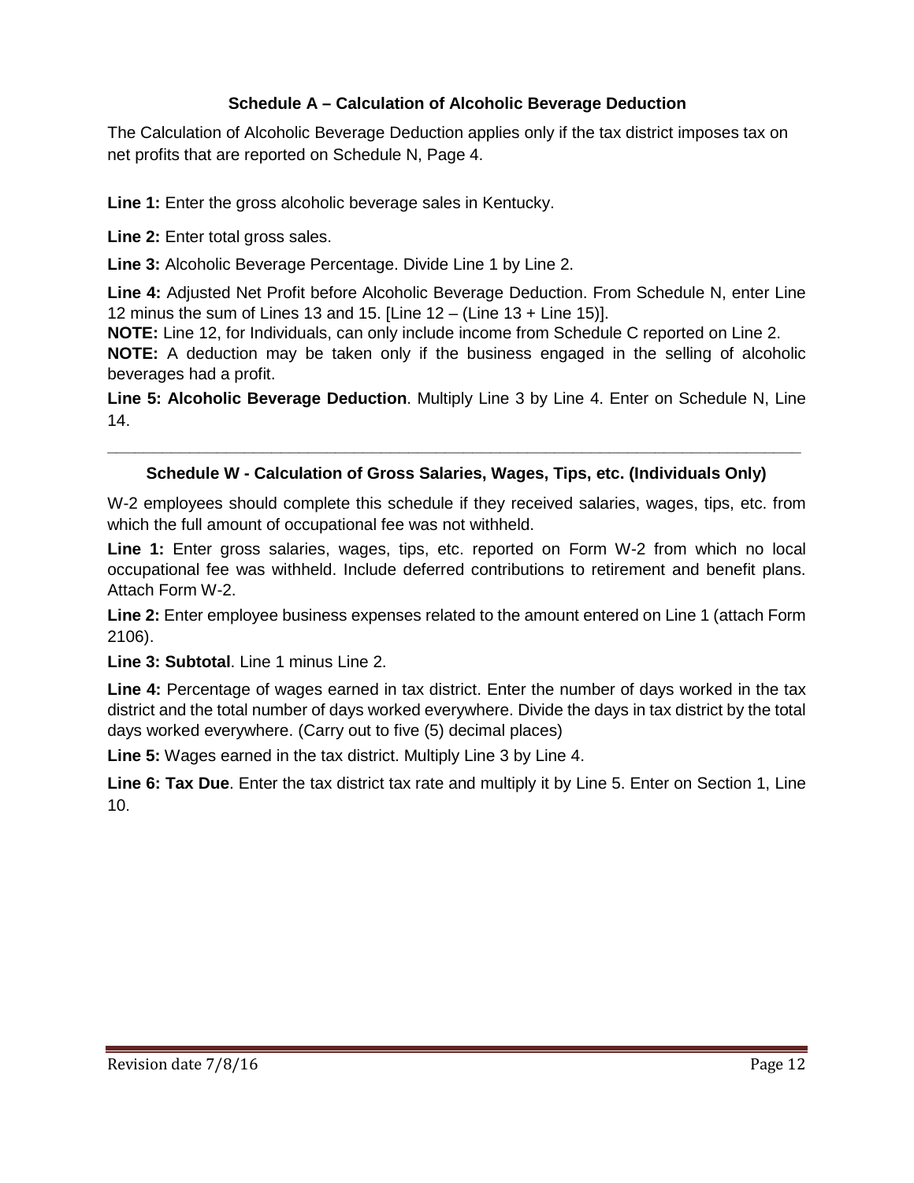### Schedule A – Calculation of Alcoholic Beverage Deduction

The Calculation of Alcoholic Beverage Deduction applies only if the tax district imposes tax on net profits that are reported on Schedule N, Page 4.

**Line 1:** Enter the gross alcoholic beverage sales in Kentucky.

**Line 2:** Enter total gross sales.

**Line 3:** Alcoholic Beverage Percentage. Divide Line 1 by Line 2.

**Line 4:** Adjusted Net Profit before Alcoholic Beverage Deduction. From Schedule N, enter Line 12 minus the sum of Lines 13 and 15. [Line 12 – (Line 13 + Line 15)].

**NOTE:** Line 12, for Individuals, can only include income from Schedule C reported on Line 2.

**NOTE:** A deduction may be taken only if the business engaged in the selling of alcoholic beverages had a profit.

**Line 5: Alcoholic Beverage Deduction**. Multiply Line 3 by Line 4. Enter on Schedule N, Line 14.

---

### Schedule W - Calculation of Gross Salaries, Wages, Tips, etc. (Individuals Only)

W-2 employees should complete this schedule if they received salaries, wages, tips, etc. from which the full amount of occupational fee was not withheld.

**Line 1:** Enter gross salaries, wages, tips, etc. reported on Form W-2 from which no local occupational fee was withheld. Include deferred contributions to retirement and benefit plans. Attach Form W-2.

**Line 2:** Enter employee business expenses related to the amount entered on Line 1 (attach Form 2106).

**Line 3: Subtotal**. Line 1 minus Line 2.

**Line 4:** Percentage of wages earned in tax district. Enter the number of days worked in the tax district and the total number of days worked everywhere. Divide the days in tax district by the total days worked everywhere. (Carry out to five (5) decimal places)

**Line 5:** Wages earned in the tax district. Multiply Line 3 by Line 4.

**Line 6: Tax Due**. Enter the tax district tax rate and multiply it by Line 5. Enter on Section 1, Line 10.